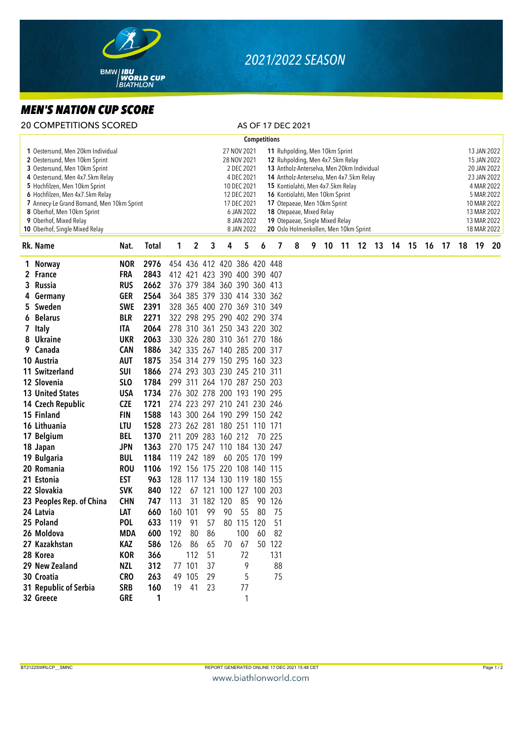# 2021/2022 SEASON

## MEN'S NATION CUP SCORE

20 COMPETITIONS SCORED

AS OF 17 DEC 2021

**Competitions**

| No. | Competition | Date | No. | Competition | Date |
|---|---|---|---|---|---|
| 1 | Oestersund, Men 20km Individual | 27 NOV 2021 | 11 | Ruhpolding, Men 10km Sprint | 13 JAN 2022 |
| 2 | Oestersund, Men 10km Sprint | 28 NOV 2021 | 12 | Ruhpolding, Men 4x7.5km Relay | 15 JAN 2022 |
| 3 | Oestersund, Men 10km Sprint | 2 DEC 2021 | 13 | Antholz-Anterselva, Men 20km Individual | 20 JAN 2022 |
| 4 | Oestersund, Men 4x7.5km Relay | 4 DEC 2021 | 14 | Antholz-Anterselva, Men 4x7.5km Relay | 23 JAN 2022 |
| 5 | Hochfilzen, Men 10km Sprint | 10 DEC 2021 | 15 | Kontiolahti, Men 4x7.5km Relay | 4 MAR 2022 |
| 6 | Hochfilzen, Men 4x7.5km Relay | 12 DEC 2021 | 16 | Kontiolahti, Men 10km Sprint | 5 MAR 2022 |
| 7 | Annecy-Le Grand Bornand, Men 10km Sprint | 17 DEC 2021 | 17 | Otepaeae, Men 10km Sprint | 10 MAR 2022 |
| 8 | Oberhof, Men 10km Sprint | 6 JAN 2022 | 18 | Otepaeae, Mixed Relay | 13 MAR 2022 |
| 9 | Oberhof, Mixed Relay | 8 JAN 2022 | 19 | Otepaeae, Single Mixed Relay | 13 MAR 2022 |
| 10 | Oberhof, Single Mixed Relay | 8 JAN 2022 | 20 | Oslo Holmenkollen, Men 10km Sprint | 18 MAR 2022 |

| Rk. | Name | Nat. | Total | 1 | 2 | 3 | 4 | 5 | 6 | 7 | 8 | 9 | 10 | 11 | 12 | 13 | 14 | 15 | 16 | 17 | 18 | 19 | 20 |
|---|---|---|---|---|---|---|---|---|---|---|---|---|---|---|---|---|---|---|---|---|---|---|---|
| 1 | Norway | NOR | 2976 | 454 | 436 | 412 | 420 | 386 | 420 | 448 | | | | | | | | | | | | | |
| 2 | France | FRA | 2843 | 412 | 421 | 423 | 390 | 400 | 390 | 407 | | | | | | | | | | | | | |
| 3 | Russia | RUS | 2662 | 376 | 379 | 384 | 360 | 390 | 360 | 413 | | | | | | | | | | | | | |
| 4 | Germany | GER | 2564 | 364 | 385 | 379 | 330 | 414 | 330 | 362 | | | | | | | | | | | | | |
| 5 | Sweden | SWE | 2391 | 328 | 365 | 400 | 270 | 369 | 310 | 349 | | | | | | | | | | | | | |
| 6 | Belarus | BLR | 2271 | 322 | 298 | 295 | 290 | 402 | 290 | 374 | | | | | | | | | | | | | |
| 7 | Italy | ITA | 2064 | 278 | 310 | 361 | 250 | 343 | 220 | 302 | | | | | | | | | | | | | |
| 8 | Ukraine | UKR | 2063 | 330 | 326 | 280 | 310 | 361 | 270 | 186 | | | | | | | | | | | | | |
| 9 | Canada | CAN | 1886 | 342 | 335 | 267 | 140 | 285 | 200 | 317 | | | | | | | | | | | | | |
| 10 | Austria | AUT | 1875 | 354 | 314 | 279 | 150 | 295 | 160 | 323 | | | | | | | | | | | | | |
| 11 | Switzerland | SUI | 1866 | 274 | 293 | 303 | 230 | 245 | 210 | 311 | | | | | | | | | | | | | |
| 12 | Slovenia | SLO | 1784 | 299 | 311 | 264 | 170 | 287 | 250 | 203 | | | | | | | | | | | | | |
| 13 | United States | USA | 1734 | 276 | 302 | 278 | 200 | 193 | 190 | 295 | | | | | | | | | | | | | |
| 14 | Czech Republic | CZE | 1721 | 274 | 223 | 297 | 210 | 241 | 230 | 246 | | | | | | | | | | | | | |
| 15 | Finland | FIN | 1588 | 143 | 300 | 264 | 190 | 299 | 150 | 242 | | | | | | | | | | | | | |
| 16 | Lithuania | LTU | 1528 | 273 | 262 | 281 | 180 | 251 | 110 | 171 | | | | | | | | | | | | | |
| 17 | Belgium | BEL | 1370 | 211 | 209 | 283 | 160 | 212 | 70 | 225 | | | | | | | | | | | | | |
| 18 | Japan | JPN | 1363 | 270 | 175 | 247 | 110 | 184 | 130 | 247 | | | | | | | | | | | | | |
| 19 | Bulgaria | BUL | 1184 | 119 | 242 | 189 | 60 | 205 | 170 | 199 | | | | | | | | | | | | | |
| 20 | Romania | ROU | 1106 | 192 | 156 | 175 | 220 | 108 | 140 | 115 | | | | | | | | | | | | | |
| 21 | Estonia | EST | 963 | 128 | 117 | 134 | 130 | 119 | 180 | 155 | | | | | | | | | | | | | |
| 22 | Slovakia | SVK | 840 | 122 | 67 | 121 | 100 | 127 | 100 | 203 | | | | | | | | | | | | | |
| 23 | Peoples Rep. of China | CHN | 747 | 113 | 31 | 182 | 120 | 85 | 90 | 126 | | | | | | | | | | | | | |
| 24 | Latvia | LAT | 660 | 160 | 101 | 99 | 90 | 55 | 80 | 75 | | | | | | | | | | | | | |
| 25 | Poland | POL | 633 | 119 | 91 | 57 | 80 | 115 | 120 | 51 | | | | | | | | | | | | | |
| 26 | Moldova | MDA | 600 | 192 | 80 | 86 | | 100 | 60 | 82 | | | | | | | | | | | | | |
| 27 | Kazakhstan | KAZ | 586 | 126 | 86 | 65 | 70 | 67 | 50 | 122 | | | | | | | | | | | | | |
| 28 | Korea | KOR | 366 | | 112 | 51 | | 72 | | 131 | | | | | | | | | | | | | |
| 29 | New Zealand | NZL | 312 | 77 | 101 | 37 | | 9 | | 88 | | | | | | | | | | | | | |
| 30 | Croatia | CRO | 263 | 49 | 105 | 29 | | 5 | | 75 | | | | | | | | | | | | | |
| 31 | Republic of Serbia | SRB | 160 | 19 | 41 | 23 | | 77 | | | | | | | | | | | | | | | |
| 32 | Greece | GRE | 1 | | | | | 1 | | | | | | | | | | | | | | | |

BT2122SWRLCP__SMNC

REPORT GENERATED ONLINE 17 DEC 2021 15:48 CET

www.biathlonworld.com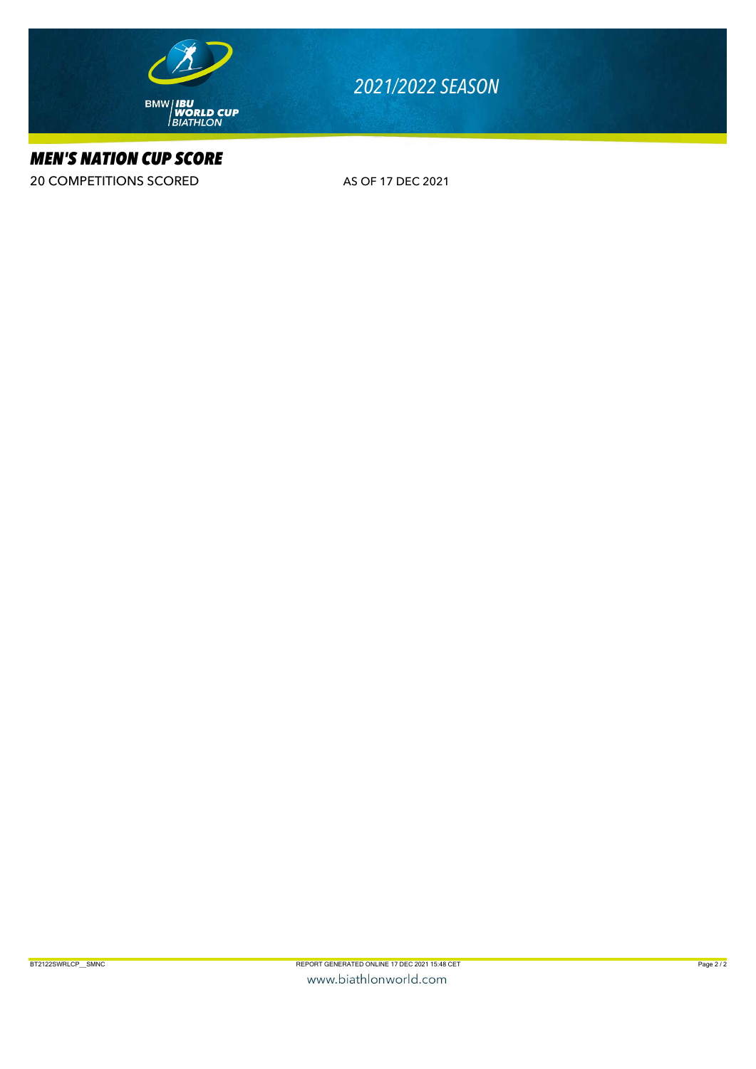2021/2022 SEASON

## MEN'S NATION CUP SCORE

20 COMPETITIONS SCORED

AS OF 17 DEC 2021